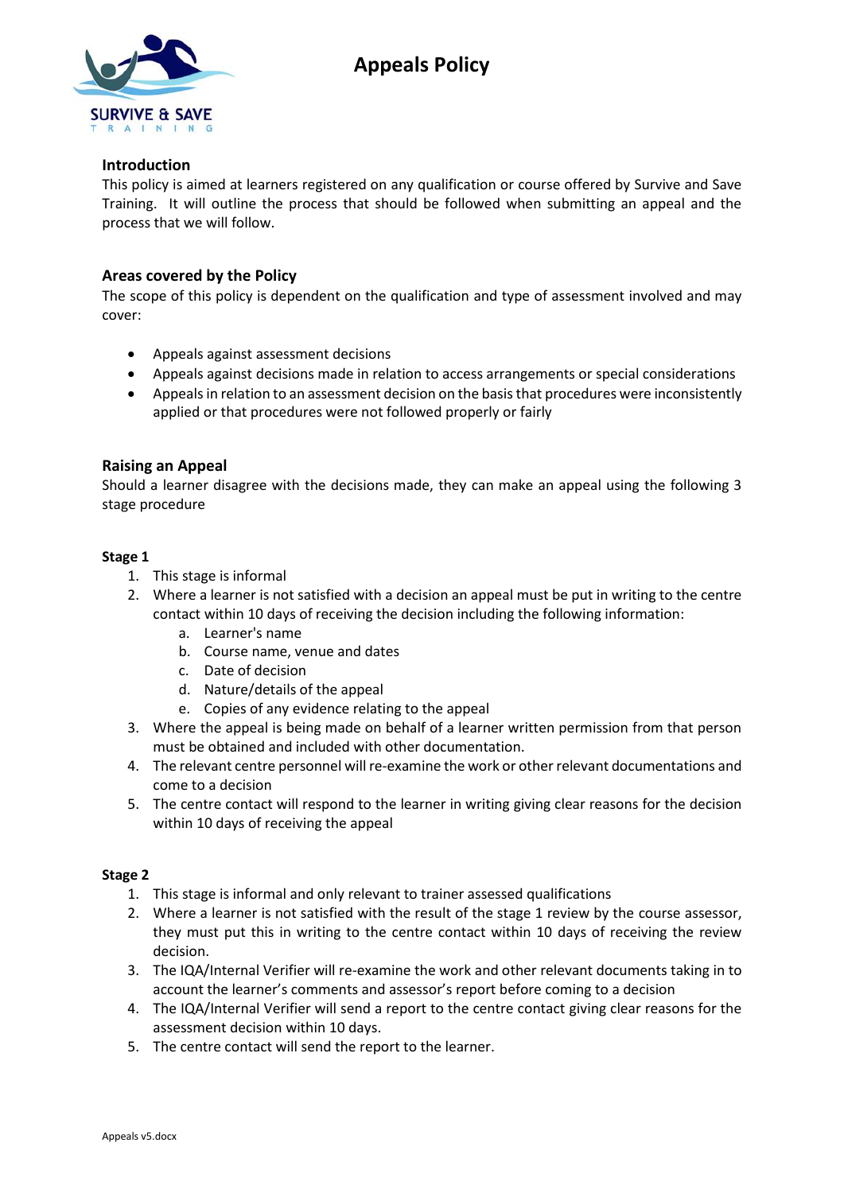# Appeals Policy

## Introduction

This policy is aimed at learners registered on any qualification or course offered by Survive and Save Training. It will outline the process that should be followed when submitting an appeal and the process that we will follow.

## Areas covered by the Policy

The scope of this policy is dependent on the qualification and type of assessment involved and may cover:

- Appeals against assessment decisions
- Appeals against decisions made in relation to access arrangements or special considerations
- Appeals in relation to an assessment decision on the basis that procedures were inconsistently applied or that procedures were not followed properly or fairly

## Raising an Appeal

Should a learner disagree with the decisions made, they can make an appeal using the following 3 stage procedure

### Stage 1

1. This stage is informal
2. Where a learner is not satisfied with a decision an appeal must be put in writing to the centre contact within 10 days of receiving the decision including the following information:
   a. Learner's name
   b. Course name, venue and dates
   c. Date of decision
   d. Nature/details of the appeal
   e. Copies of any evidence relating to the appeal
3. Where the appeal is being made on behalf of a learner written permission from that person must be obtained and included with other documentation.
4. The relevant centre personnel will re-examine the work or other relevant documentations and come to a decision
5. The centre contact will respond to the learner in writing giving clear reasons for the decision within 10 days of receiving the appeal

### Stage 2

1. This stage is informal and only relevant to trainer assessed qualifications
2. Where a learner is not satisfied with the result of the stage 1 review by the course assessor, they must put this in writing to the centre contact within 10 days of receiving the review decision.
3. The IQA/Internal Verifier will re-examine the work and other relevant documents taking in to account the learner's comments and assessor's report before coming to a decision
4. The IQA/Internal Verifier will send a report to the centre contact giving clear reasons for the assessment decision within 10 days.
5. The centre contact will send the report to the learner.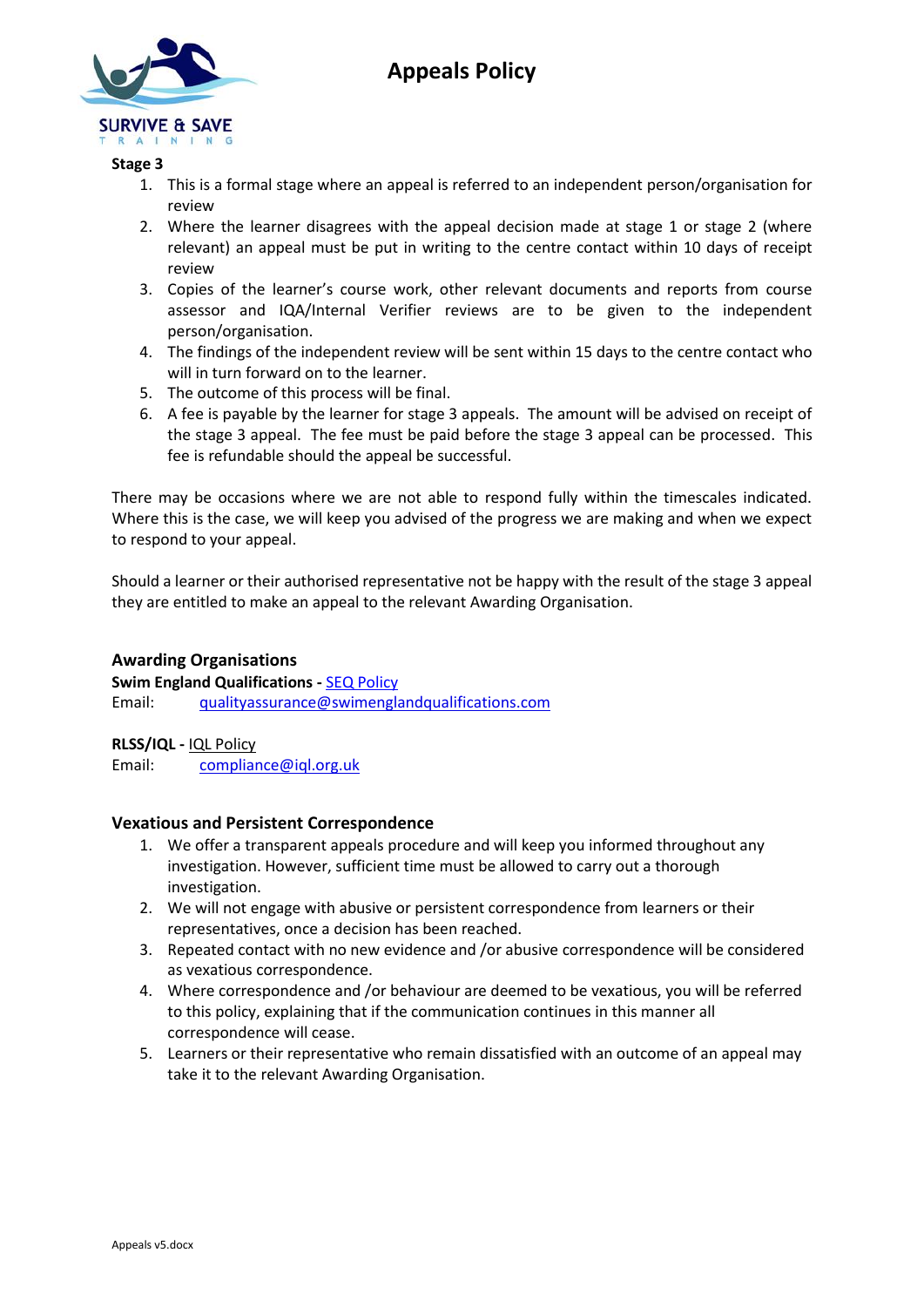### Stage 3

1. This is a formal stage where an appeal is referred to an independent person/organisation for review
2. Where the learner disagrees with the appeal decision made at stage 1 or stage 2 (where relevant) an appeal must be put in writing to the centre contact within 10 days of receipt review
3. Copies of the learner's course work, other relevant documents and reports from course assessor and IQA/Internal Verifier reviews are to be given to the independent person/organisation.
4. The findings of the independent review will be sent within 15 days to the centre contact who will in turn forward on to the learner.
5. The outcome of this process will be final.
6. A fee is payable by the learner for stage 3 appeals. The amount will be advised on receipt of the stage 3 appeal. The fee must be paid before the stage 3 appeal can be processed. This fee is refundable should the appeal be successful.

There may be occasions where we are not able to respond fully within the timescales indicated. Where this is the case, we will keep you advised of the progress we are making and when we expect to respond to your appeal.

Should a learner or their authorised representative not be happy with the result of the stage 3 appeal they are entitled to make an appeal to the relevant Awarding Organisation.

## Awarding Organisations

**Swim England Qualifications -** SEQ Policy
Email: qualityassurance@swimenglandqualifications.com

**RLSS/IQL -** IQL Policy
Email: compliance@iql.org.uk

## Vexatious and Persistent Correspondence

1. We offer a transparent appeals procedure and will keep you informed throughout any investigation. However, sufficient time must be allowed to carry out a thorough investigation.
2. We will not engage with abusive or persistent correspondence from learners or their representatives, once a decision has been reached.
3. Repeated contact with no new evidence and /or abusive correspondence will be considered as vexatious correspondence.
4. Where correspondence and /or behaviour are deemed to be vexatious, you will be referred to this policy, explaining that if the communication continues in this manner all correspondence will cease.
5. Learners or their representative who remain dissatisfied with an outcome of an appeal may take it to the relevant Awarding Organisation.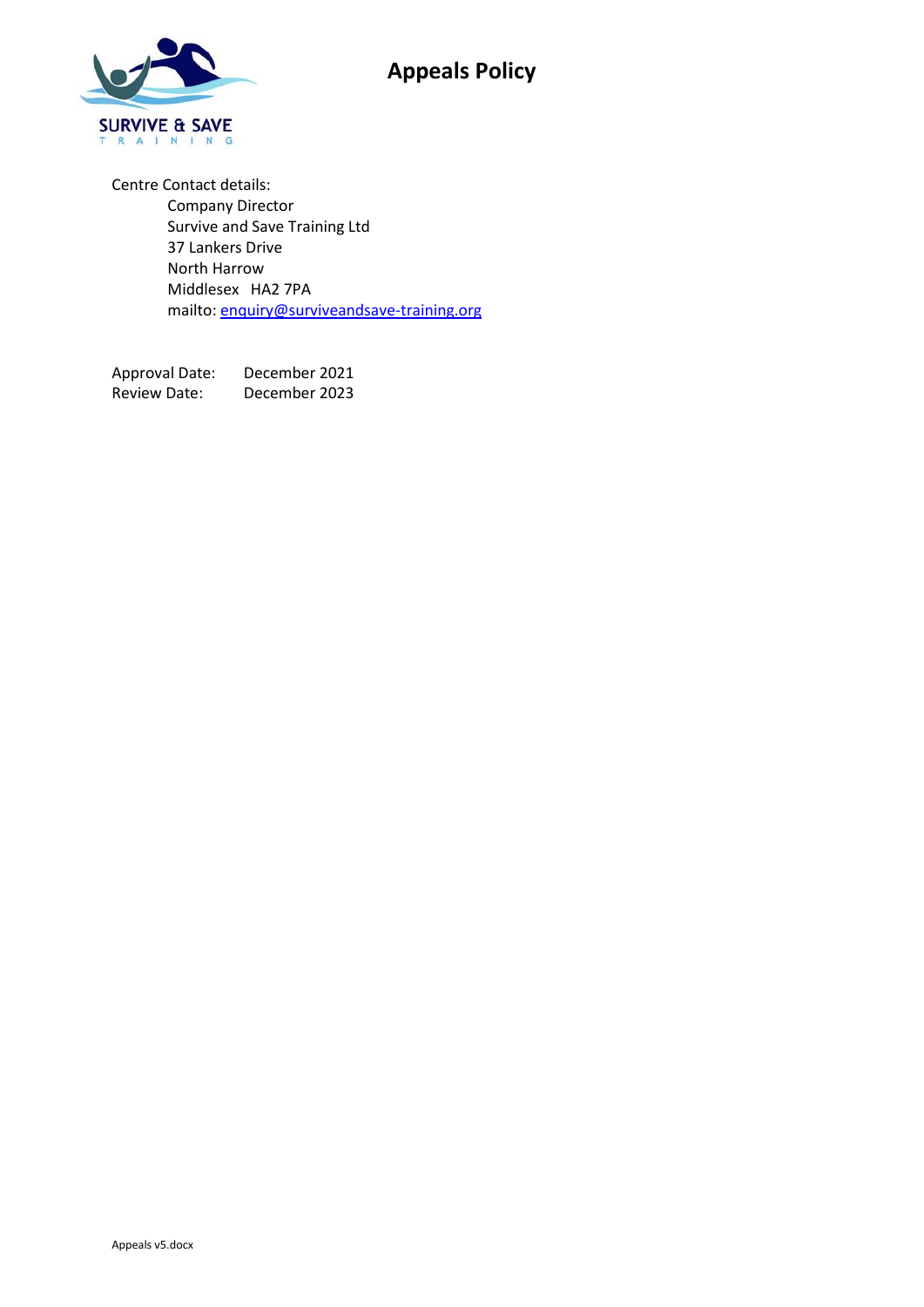# Appeals Policy

Centre Contact details:

Company Director
Survive and Save Training Ltd
37 Lankers Drive
North Harrow
Middlesex HA2 7PA
mailto: enquiry@surviveandsave-training.org

Approval Date: December 2021
Review Date: December 2023